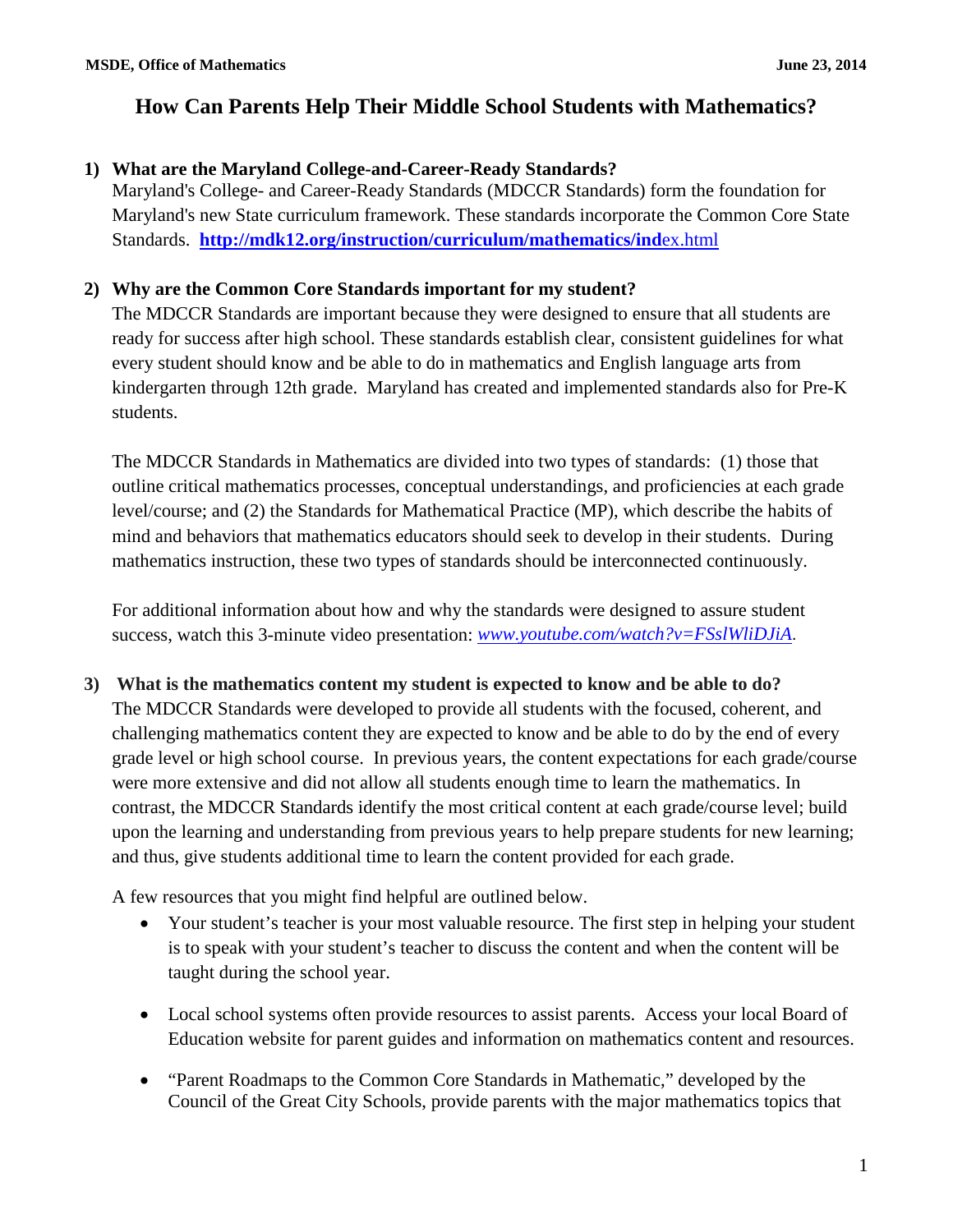# How Can Parents Help Their Middle School Students with Mathematics?

**1) What are the Maryland College-and-Career-Ready Standards?**

Maryland's College- and Career-Ready Standards (MDCCR Standards) form the foundation for Maryland's new State curriculum framework. These standards incorporate the Common Core State Standards. **http://mdk12.org/instruction/curriculum/mathematics/ind**ex.html

**2) Why are the Common Core Standards important for my student?**

The MDCCR Standards are important because they were designed to ensure that all students are ready for success after high school. These standards establish clear, consistent guidelines for what every student should know and be able to do in mathematics and English language arts from kindergarten through 12th grade. Maryland has created and implemented standards also for Pre-K students.

The MDCCR Standards in Mathematics are divided into two types of standards: (1) those that outline critical mathematics processes, conceptual understandings, and proficiencies at each grade level/course; and (2) the Standards for Mathematical Practice (MP), which describe the habits of mind and behaviors that mathematics educators should seek to develop in their students. During mathematics instruction, these two types of standards should be interconnected continuously.

For additional information about how and why the standards were designed to assure student success, watch this 3-minute video presentation: *www.youtube.com/watch?v=FSslWliDJiA*.

**3) What is the mathematics content my student is expected to know and be able to do?**

The MDCCR Standards were developed to provide all students with the focused, coherent, and challenging mathematics content they are expected to know and be able to do by the end of every grade level or high school course. In previous years, the content expectations for each grade/course were more extensive and did not allow all students enough time to learn the mathematics. In contrast, the MDCCR Standards identify the most critical content at each grade/course level; build upon the learning and understanding from previous years to help prepare students for new learning; and thus, give students additional time to learn the content provided for each grade.

A few resources that you might find helpful are outlined below.

- Your student's teacher is your most valuable resource. The first step in helping your student is to speak with your student's teacher to discuss the content and when the content will be taught during the school year.
- Local school systems often provide resources to assist parents. Access your local Board of Education website for parent guides and information on mathematics content and resources.
- "Parent Roadmaps to the Common Core Standards in Mathematic," developed by the Council of the Great City Schools, provide parents with the major mathematics topics that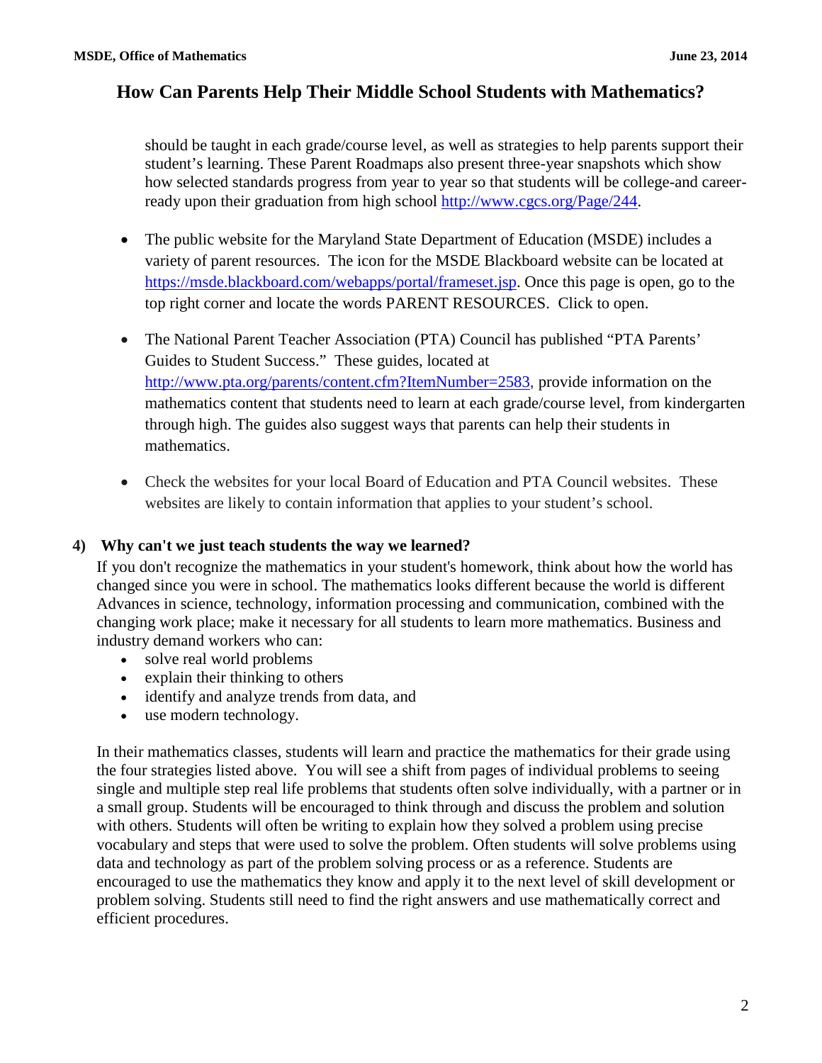should be taught in each grade/course level, as well as strategies to help parents support their student's learning. These Parent Roadmaps also present three-year snapshots which show how selected standards progress from year to year so that students will be college-and career-ready upon their graduation from high school http://www.cgcs.org/Page/244.

- The public website for the Maryland State Department of Education (MSDE) includes a variety of parent resources. The icon for the MSDE Blackboard website can be located at https://msde.blackboard.com/webapps/portal/frameset.jsp. Once this page is open, go to the top right corner and locate the words PARENT RESOURCES. Click to open.

- The National Parent Teacher Association (PTA) Council has published "PTA Parents' Guides to Student Success." These guides, located at http://www.pta.org/parents/content.cfm?ItemNumber=2583, provide information on the mathematics content that students need to learn at each grade/course level, from kindergarten through high. The guides also suggest ways that parents can help their students in mathematics.

- Check the websites for your local Board of Education and PTA Council websites. These websites are likely to contain information that applies to your student's school.

**4) Why can't we just teach students the way we learned?**

If you don't recognize the mathematics in your student's homework, think about how the world has changed since you were in school. The mathematics looks different because the world is different Advances in science, technology, information processing and communication, combined with the changing work place; make it necessary for all students to learn more mathematics. Business and industry demand workers who can:

- solve real world problems
- explain their thinking to others
- identify and analyze trends from data, and
- use modern technology.

In their mathematics classes, students will learn and practice the mathematics for their grade using the four strategies listed above. You will see a shift from pages of individual problems to seeing single and multiple step real life problems that students often solve individually, with a partner or in a small group. Students will be encouraged to think through and discuss the problem and solution with others. Students will often be writing to explain how they solved a problem using precise vocabulary and steps that were used to solve the problem. Often students will solve problems using data and technology as part of the problem solving process or as a reference. Students are encouraged to use the mathematics they know and apply it to the next level of skill development or problem solving. Students still need to find the right answers and use mathematically correct and efficient procedures.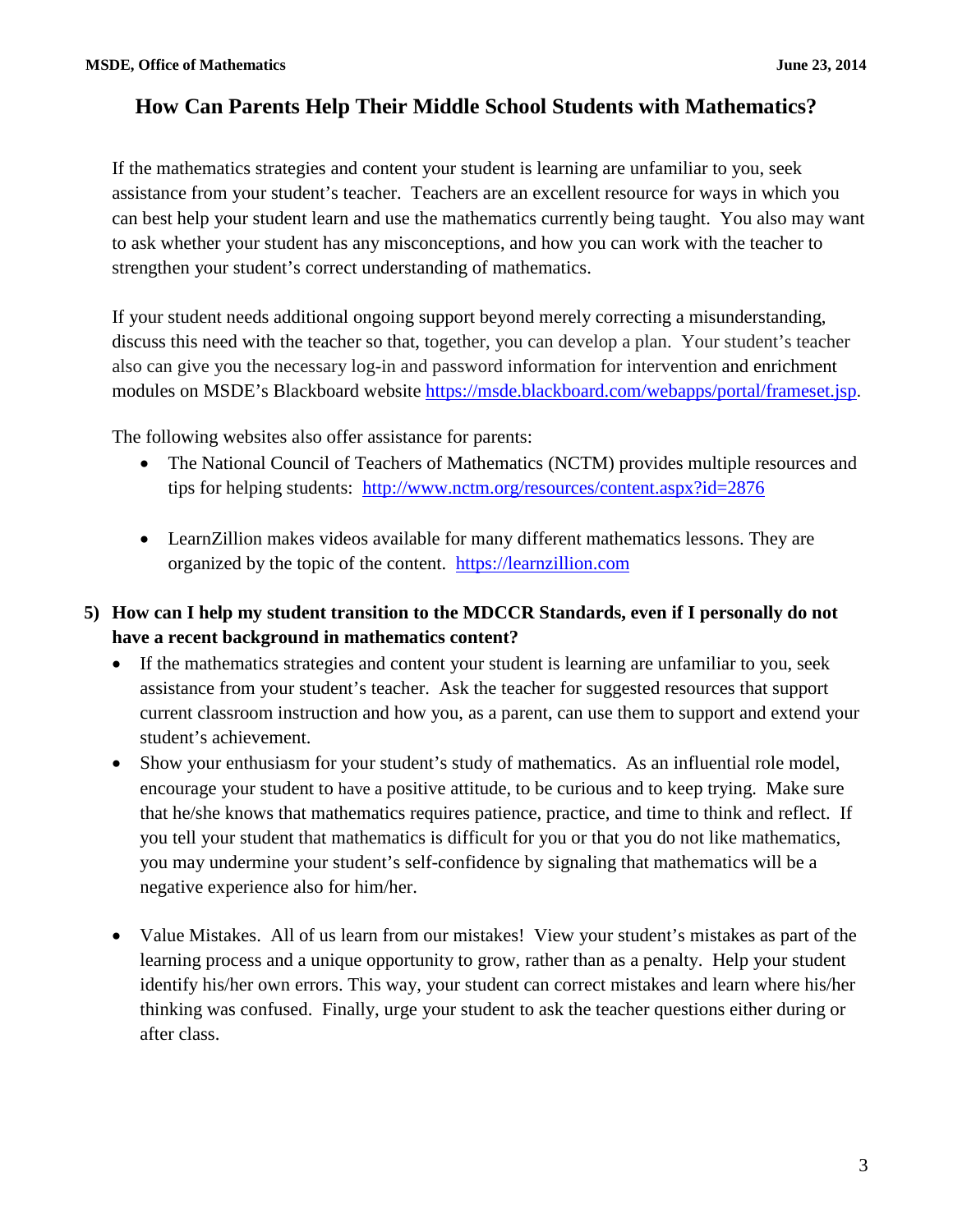## How Can Parents Help Their Middle School Students with Mathematics?

If the mathematics strategies and content your student is learning are unfamiliar to you, seek assistance from your student's teacher. Teachers are an excellent resource for ways in which you can best help your student learn and use the mathematics currently being taught. You also may want to ask whether your student has any misconceptions, and how you can work with the teacher to strengthen your student's correct understanding of mathematics.

If your student needs additional ongoing support beyond merely correcting a misunderstanding, discuss this need with the teacher so that, together, you can develop a plan. Your student's teacher also can give you the necessary log-in and password information for intervention and enrichment modules on MSDE's Blackboard website https://msde.blackboard.com/webapps/portal/frameset.jsp.

The following websites also offer assistance for parents:

- The National Council of Teachers of Mathematics (NCTM) provides multiple resources and tips for helping students: http://www.nctm.org/resources/content.aspx?id=2876

- LearnZillion makes videos available for many different mathematics lessons. They are organized by the topic of the content. https://learnzillion.com

**5) How can I help my student transition to the MDCCR Standards, even if I personally do not have a recent background in mathematics content?**

- If the mathematics strategies and content your student is learning are unfamiliar to you, seek assistance from your student's teacher. Ask the teacher for suggested resources that support current classroom instruction and how you, as a parent, can use them to support and extend your student's achievement.
- Show your enthusiasm for your student's study of mathematics. As an influential role model, encourage your student to have a positive attitude, to be curious and to keep trying. Make sure that he/she knows that mathematics requires patience, practice, and time to think and reflect. If you tell your student that mathematics is difficult for you or that you do not like mathematics, you may undermine your student's self-confidence by signaling that mathematics will be a negative experience also for him/her.

- Value Mistakes. All of us learn from our mistakes! View your student's mistakes as part of the learning process and a unique opportunity to grow, rather than as a penalty. Help your student identify his/her own errors. This way, your student can correct mistakes and learn where his/her thinking was confused. Finally, urge your student to ask the teacher questions either during or after class.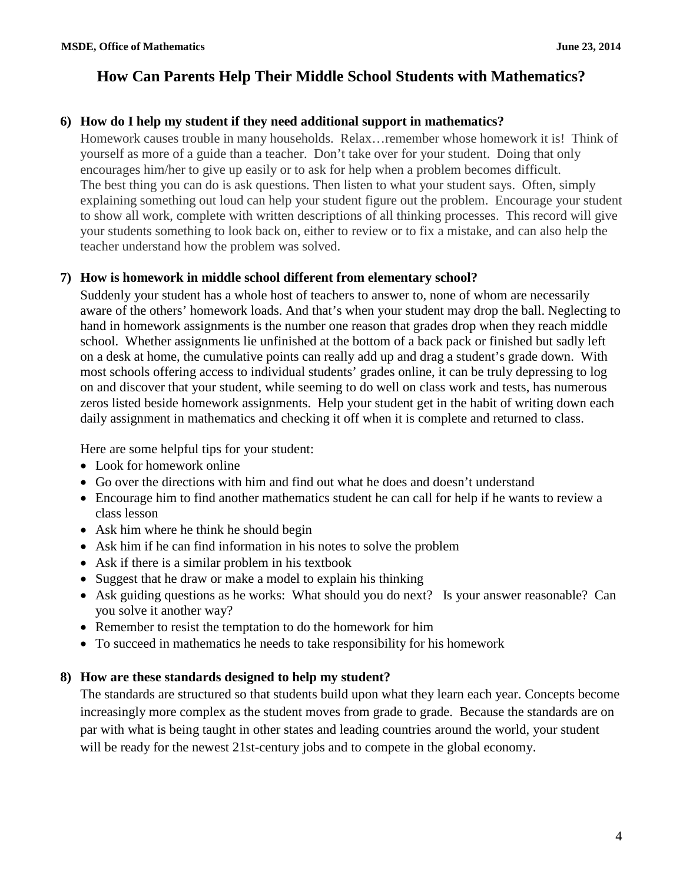# How Can Parents Help Their Middle School Students with Mathematics?

**6) How do I help my student if they need additional support in mathematics?**

Homework causes trouble in many households. Relax…remember whose homework it is! Think of yourself as more of a guide than a teacher. Don't take over for your student. Doing that only encourages him/her to give up easily or to ask for help when a problem becomes difficult. The best thing you can do is ask questions. Then listen to what your student says. Often, simply explaining something out loud can help your student figure out the problem. Encourage your student to show all work, complete with written descriptions of all thinking processes. This record will give your students something to look back on, either to review or to fix a mistake, and can also help the teacher understand how the problem was solved.

**7) How is homework in middle school different from elementary school?**

Suddenly your student has a whole host of teachers to answer to, none of whom are necessarily aware of the others' homework loads. And that's when your student may drop the ball. Neglecting to hand in homework assignments is the number one reason that grades drop when they reach middle school. Whether assignments lie unfinished at the bottom of a back pack or finished but sadly left on a desk at home, the cumulative points can really add up and drag a student's grade down. With most schools offering access to individual students' grades online, it can be truly depressing to log on and discover that your student, while seeming to do well on class work and tests, has numerous zeros listed beside homework assignments. Help your student get in the habit of writing down each daily assignment in mathematics and checking it off when it is complete and returned to class.

Here are some helpful tips for your student:

- Look for homework online
- Go over the directions with him and find out what he does and doesn't understand
- Encourage him to find another mathematics student he can call for help if he wants to review a class lesson
- Ask him where he think he should begin
- Ask him if he can find information in his notes to solve the problem
- Ask if there is a similar problem in his textbook
- Suggest that he draw or make a model to explain his thinking
- Ask guiding questions as he works: What should you do next? Is your answer reasonable? Can you solve it another way?
- Remember to resist the temptation to do the homework for him
- To succeed in mathematics he needs to take responsibility for his homework

**8) How are these standards designed to help my student?**

The standards are structured so that students build upon what they learn each year. Concepts become increasingly more complex as the student moves from grade to grade. Because the standards are on par with what is being taught in other states and leading countries around the world, your student will be ready for the newest 21st-century jobs and to compete in the global economy.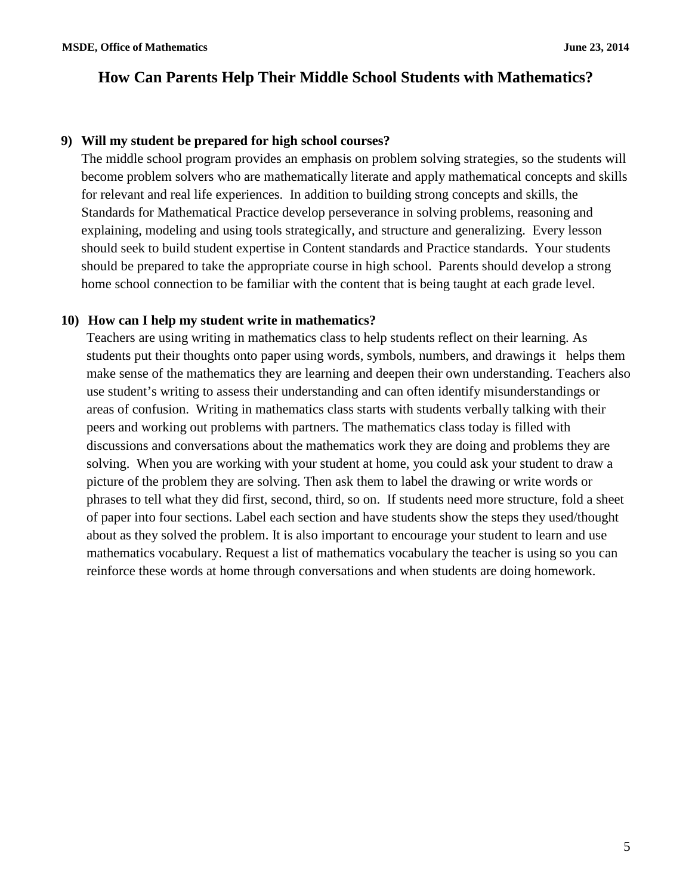# How Can Parents Help Their Middle School Students with Mathematics?

**9) Will my student be prepared for high school courses?**

The middle school program provides an emphasis on problem solving strategies, so the students will become problem solvers who are mathematically literate and apply mathematical concepts and skills for relevant and real life experiences. In addition to building strong concepts and skills, the Standards for Mathematical Practice develop perseverance in solving problems, reasoning and explaining, modeling and using tools strategically, and structure and generalizing. Every lesson should seek to build student expertise in Content standards and Practice standards. Your students should be prepared to take the appropriate course in high school. Parents should develop a strong home school connection to be familiar with the content that is being taught at each grade level.

**10) How can I help my student write in mathematics?**

Teachers are using writing in mathematics class to help students reflect on their learning. As students put their thoughts onto paper using words, symbols, numbers, and drawings it helps them make sense of the mathematics they are learning and deepen their own understanding. Teachers also use student's writing to assess their understanding and can often identify misunderstandings or areas of confusion. Writing in mathematics class starts with students verbally talking with their peers and working out problems with partners. The mathematics class today is filled with discussions and conversations about the mathematics work they are doing and problems they are solving. When you are working with your student at home, you could ask your student to draw a picture of the problem they are solving. Then ask them to label the drawing or write words or phrases to tell what they did first, second, third, so on. If students need more structure, fold a sheet of paper into four sections. Label each section and have students show the steps they used/thought about as they solved the problem. It is also important to encourage your student to learn and use mathematics vocabulary. Request a list of mathematics vocabulary the teacher is using so you can reinforce these words at home through conversations and when students are doing homework.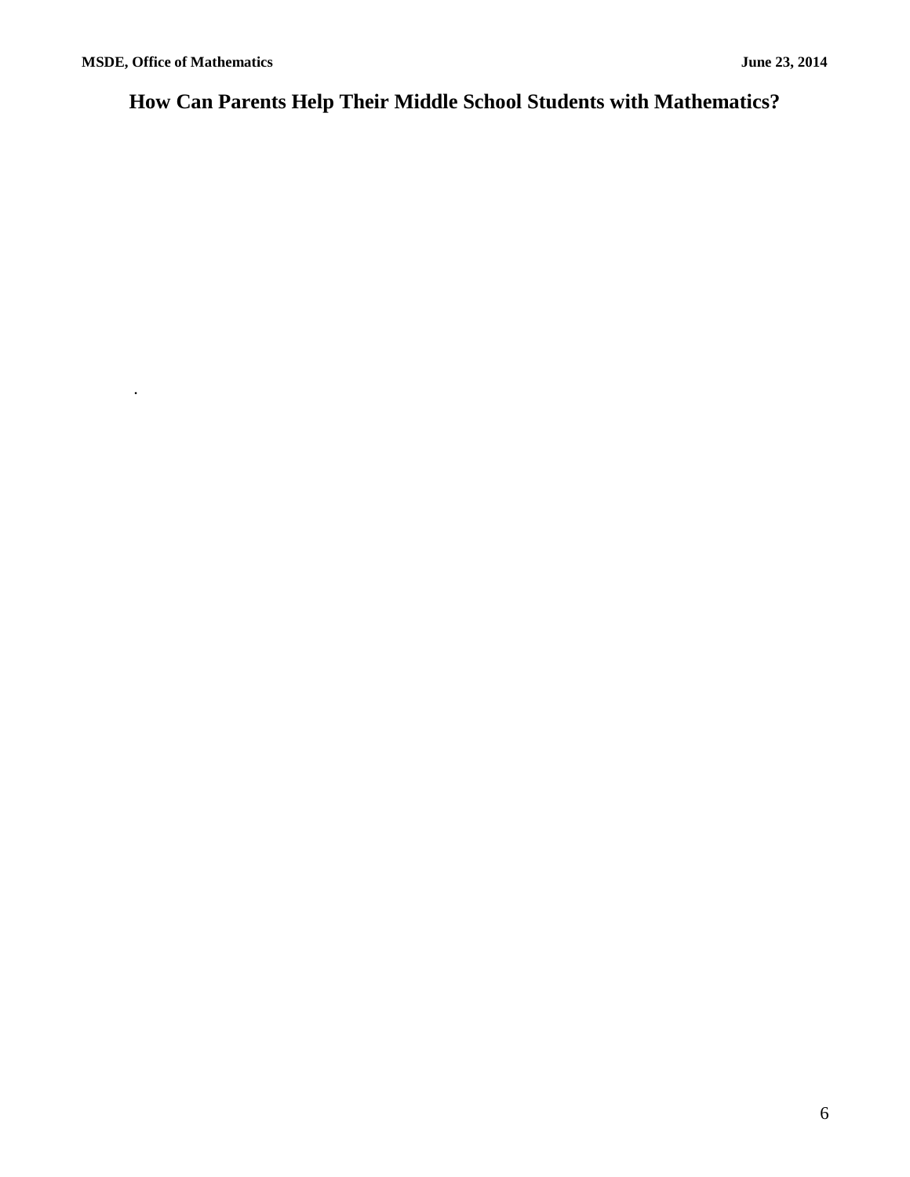# How Can Parents Help Their Middle School Students with Mathematics?

.